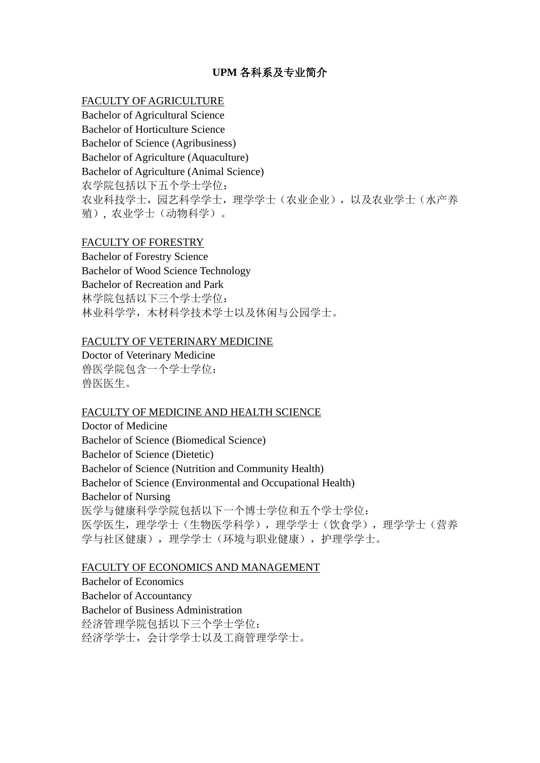# UPM 各科系及专业简介

<u>FACULTY OF AGRICULTURE</u>

Bachelor of Agricultural Science
Bachelor of Horticulture Science
Bachelor of Science (Agribusiness)
Bachelor of Agriculture (Aquaculture)
Bachelor of Agriculture (Animal Science)
农学院包括以下五个学士学位：
农业科技学士，园艺科学学士，理学学士（农业企业），以及农业学士（水产养殖），农业学士（动物科学）。

<u>FACULTY OF FORESTRY</u>

Bachelor of Forestry Science
Bachelor of Wood Science Technology
Bachelor of Recreation and Park
林学院包括以下三个学士学位：
林业科学学，木材科学技术学士以及休闲与公园学士。

<u>FACULTY OF VETERINARY MEDICINE</u>

Doctor of Veterinary Medicine
兽医学院包含一个学士学位：
兽医医生。

<u>FACULTY OF MEDICINE AND HEALTH SCIENCE</u>

Doctor of Medicine
Bachelor of Science (Biomedical Science)
Bachelor of Science (Dietetic)
Bachelor of Science (Nutrition and Community Health)
Bachelor of Science (Environmental and Occupational Health)
Bachelor of Nursing
医学与健康科学学院包括以下一个博士学位和五个学士学位：
医学医生，理学学士（生物医学科学），理学学士（饮食学），理学学士（营养学与社区健康），理学学士（环境与职业健康），护理学学士。

<u>FACULTY OF ECONOMICS AND MANAGEMENT</u>

Bachelor of Economics
Bachelor of Accountancy
Bachelor of Business Administration
经济管理学院包括以下三个学士学位：
经济学学士，会计学学士以及工商管理学学士。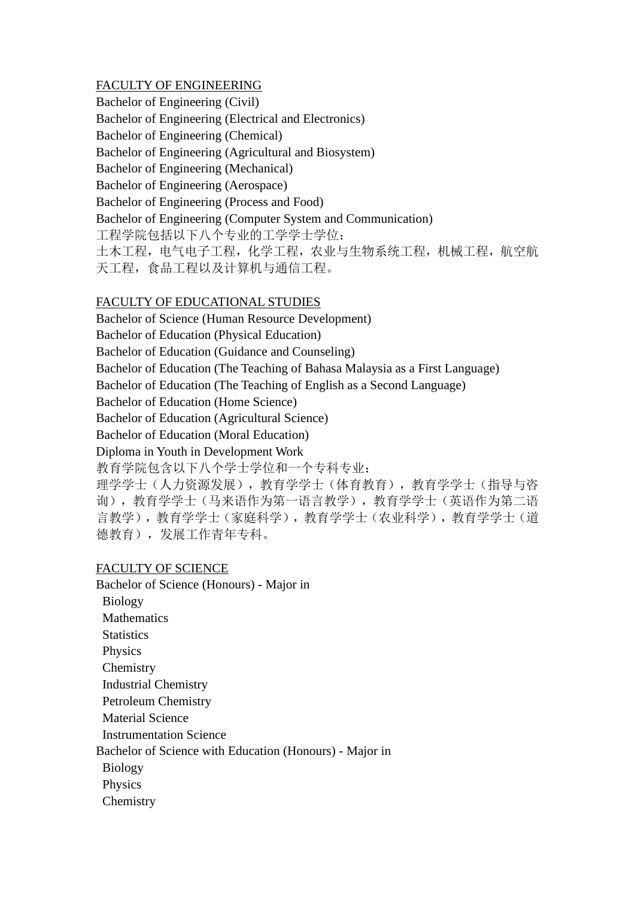<u>FACULTY OF ENGINEERING</u>

Bachelor of Engineering (Civil)
Bachelor of Engineering (Electrical and Electronics)
Bachelor of Engineering (Chemical)
Bachelor of Engineering (Agricultural and Biosystem)
Bachelor of Engineering (Mechanical)
Bachelor of Engineering (Aerospace)
Bachelor of Engineering (Process and Food)
Bachelor of Engineering (Computer System and Communication)
工程学院包括以下八个专业的工学学士学位：
土木工程，电气电子工程，化学工程，农业与生物系统工程，机械工程，航空航天工程，食品工程以及计算机与通信工程。

<u>FACULTY OF EDUCATIONAL STUDIES</u>

Bachelor of Science (Human Resource Development)
Bachelor of Education (Physical Education)
Bachelor of Education (Guidance and Counseling)
Bachelor of Education (The Teaching of Bahasa Malaysia as a First Language)
Bachelor of Education (The Teaching of English as a Second Language)
Bachelor of Education (Home Science)
Bachelor of Education (Agricultural Science)
Bachelor of Education (Moral Education)
Diploma in Youth in Development Work
教育学院包含以下八个学士学位和一个专科专业：
理学学士（人力资源发展），教育学学士（体育教育），教育学学士（指导与咨询），教育学学士（马来语作为第一语言教学），教育学学士（英语作为第二语言教学），教育学学士（家庭科学），教育学学士（农业科学），教育学学士（道德教育），发展工作青年专科。

<u>FACULTY OF SCIENCE</u>

Bachelor of Science (Honours) - Major in
- Biology
- Mathematics
- Statistics
- Physics
- Chemistry
- Industrial Chemistry
- Petroleum Chemistry
- Material Science
- Instrumentation Science

Bachelor of Science with Education (Honours) - Major in
- Biology
- Physics
- Chemistry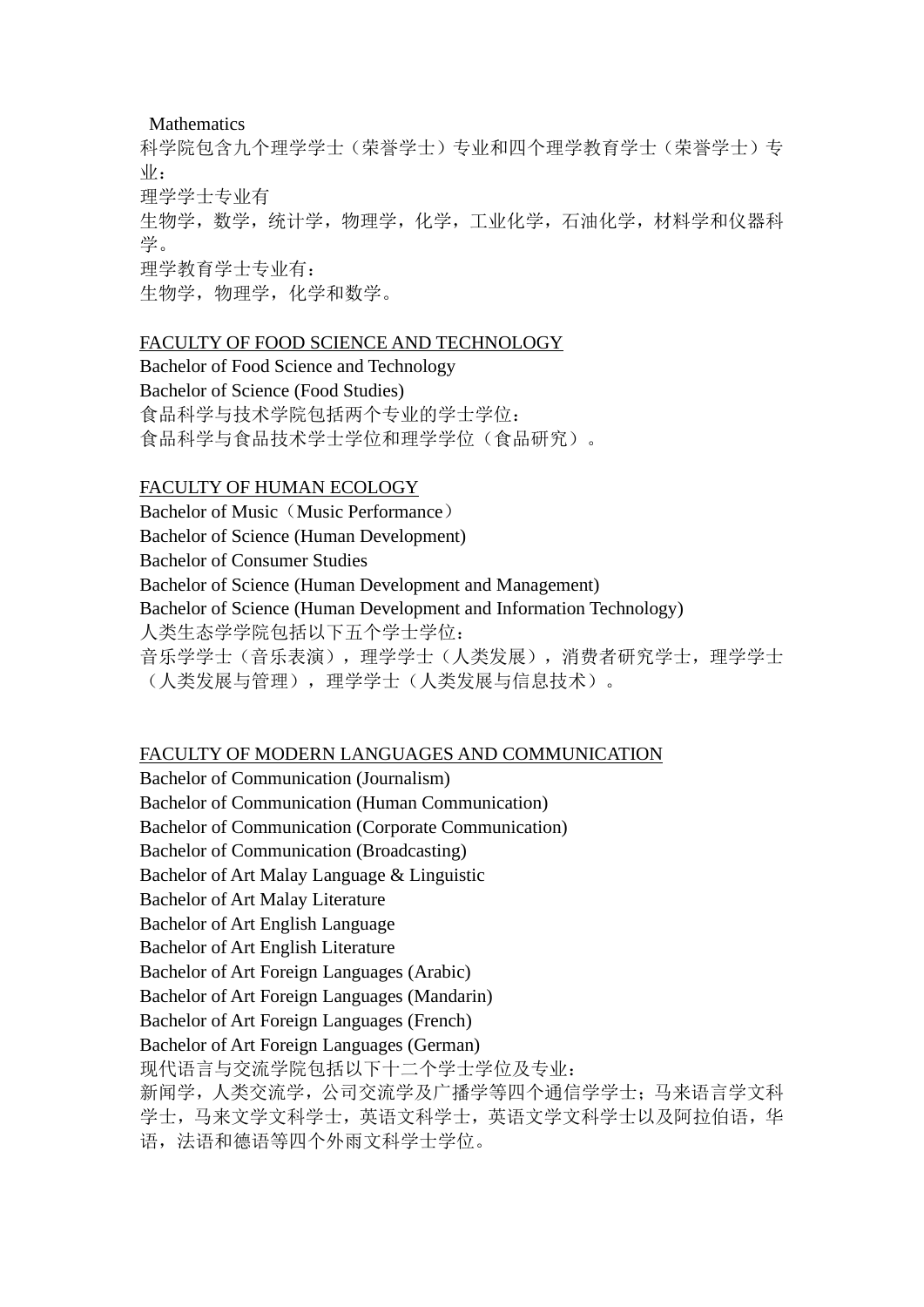Mathematics

科学院包含九个理学学士（荣誉学士）专业和四个理学教育学士（荣誉学士）专业：

理学学士专业有

生物学，数学，统计学，物理学，化学，工业化学，石油化学，材料学和仪器科学。

理学教育学士专业有：

生物学，物理学，化学和数学。

## FACULTY OF FOOD SCIENCE AND TECHNOLOGY

Bachelor of Food Science and Technology

Bachelor of Science (Food Studies)

食品科学与技术学院包括两个专业的学士学位：

食品科学与食品技术学士学位和理学学位（食品研究）。

## FACULTY OF HUMAN ECOLOGY

Bachelor of Music（Music Performance）

Bachelor of Science (Human Development)

Bachelor of Consumer Studies

Bachelor of Science (Human Development and Management)

Bachelor of Science (Human Development and Information Technology)

人类生态学学院包括以下五个学士学位：

音乐学学士（音乐表演），理学学士（人类发展），消费者研究学士，理学学士（人类发展与管理），理学学士（人类发展与信息技术）。

## FACULTY OF MODERN LANGUAGES AND COMMUNICATION

Bachelor of Communication (Journalism)

Bachelor of Communication (Human Communication)

Bachelor of Communication (Corporate Communication)

Bachelor of Communication (Broadcasting)

Bachelor of Art Malay Language & Linguistic

Bachelor of Art Malay Literature

Bachelor of Art English Language

Bachelor of Art English Literature

Bachelor of Art Foreign Languages (Arabic)

Bachelor of Art Foreign Languages (Mandarin)

Bachelor of Art Foreign Languages (French)

Bachelor of Art Foreign Languages (German)

现代语言与交流学院包括以下十二个学士学位及专业：

新闻学，人类交流学，公司交流学及广播学等四个通信学学士；马来语言学文科学士，马来文学文科学士，英语文科学士，英语文学文科学士以及阿拉伯语，华语，法语和德语等四个外雨文科学士学位。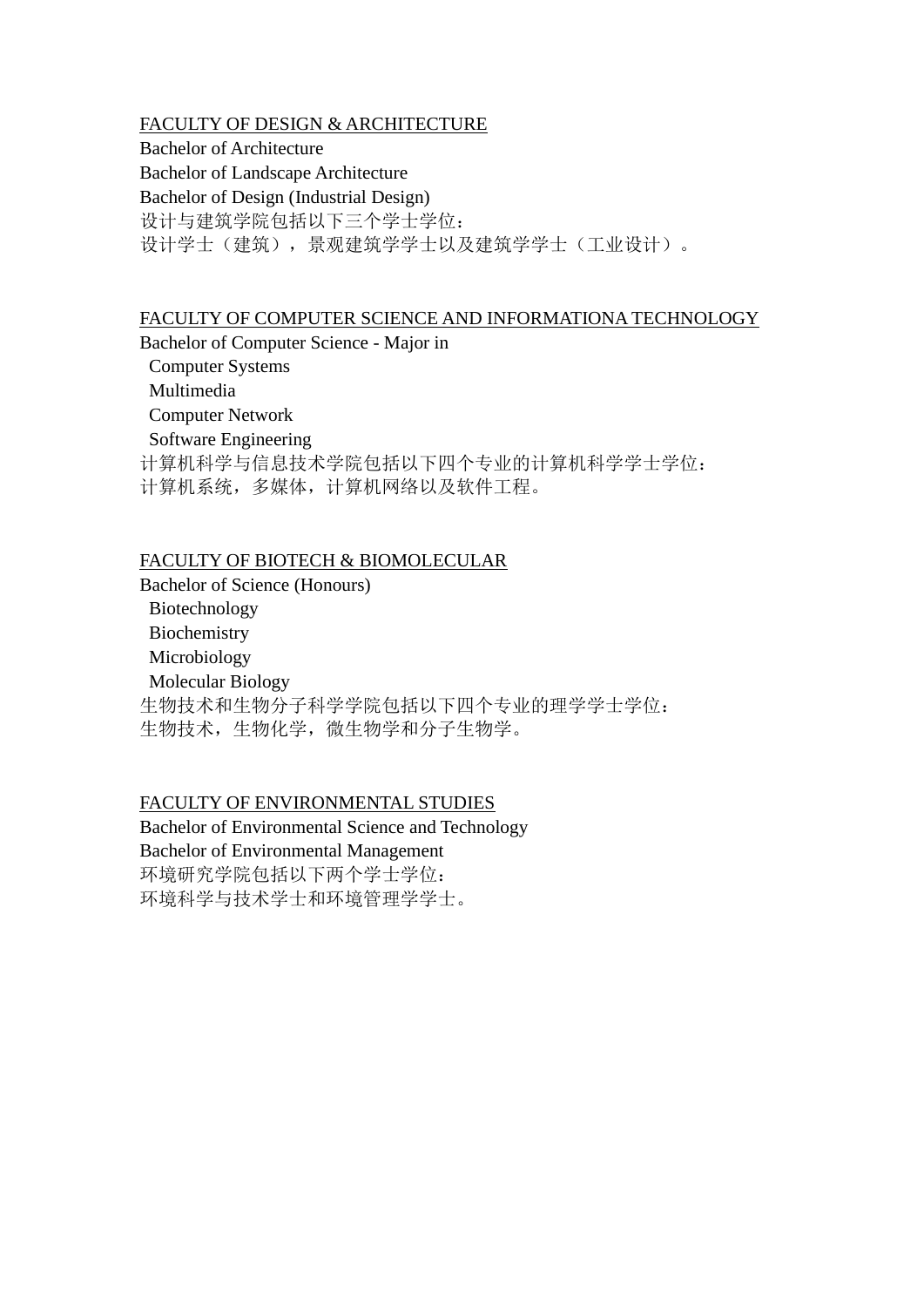## FACULTY OF DESIGN & ARCHITECTURE

Bachelor of Architecture
Bachelor of Landscape Architecture
Bachelor of Design (Industrial Design)
设计与建筑学院包括以下三个学士学位：
设计学士（建筑），景观建筑学学士以及建筑学学士（工业设计）。

## FACULTY OF COMPUTER SCIENCE AND INFORMATIONA TECHNOLOGY

Bachelor of Computer Science - Major in

- Computer Systems
- Multimedia
- Computer Network
- Software Engineering

计算机科学与信息技术学院包括以下四个专业的计算机科学学士学位：
计算机系统，多媒体，计算机网络以及软件工程。

## FACULTY OF BIOTECH & BIOMOLECULAR

Bachelor of Science (Honours)

- Biotechnology
- Biochemistry
- Microbiology
- Molecular Biology

生物技术和生物分子科学学院包括以下四个专业的理学学士学位：
生物技术，生物化学，微生物学和分子生物学。

## FACULTY OF ENVIRONMENTAL STUDIES

Bachelor of Environmental Science and Technology
Bachelor of Environmental Management
环境研究学院包括以下两个学士学位：
环境科学与技术学士和环境管理学学士。